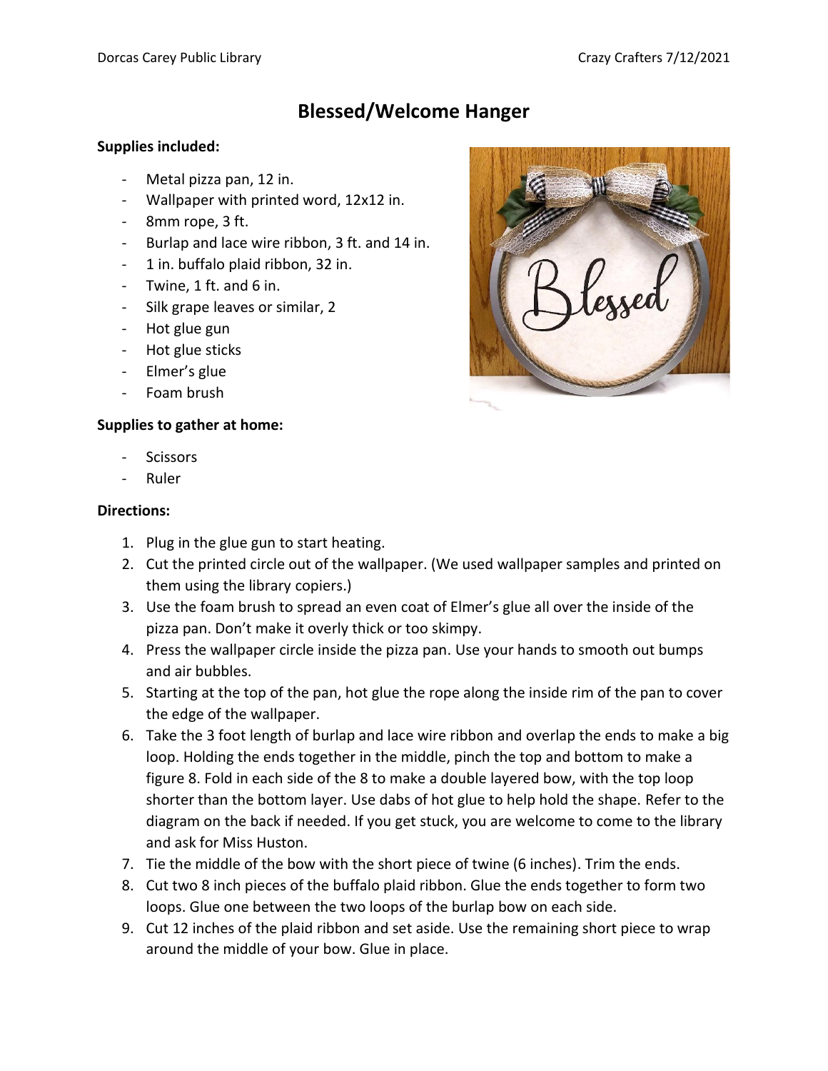# Blessed/Welcome Hanger

**Supplies included:**

- Metal pizza pan, 12 in.
- Wallpaper with printed word, 12x12 in.
- 8mm rope, 3 ft.
- Burlap and lace wire ribbon, 3 ft. and 14 in.
- 1 in. buffalo plaid ribbon, 32 in.
- Twine, 1 ft. and 6 in.
- Silk grape leaves or similar, 2
- Hot glue gun
- Hot glue sticks
- Elmer's glue
- Foam brush

**Supplies to gather at home:**

- Scissors
- Ruler

**Directions:**

1. Plug in the glue gun to start heating.
2. Cut the printed circle out of the wallpaper. (We used wallpaper samples and printed on them using the library copiers.)
3. Use the foam brush to spread an even coat of Elmer's glue all over the inside of the pizza pan. Don't make it overly thick or too skimpy.
4. Press the wallpaper circle inside the pizza pan. Use your hands to smooth out bumps and air bubbles.
5. Starting at the top of the pan, hot glue the rope along the inside rim of the pan to cover the edge of the wallpaper.
6. Take the 3 foot length of burlap and lace wire ribbon and overlap the ends to make a big loop. Holding the ends together in the middle, pinch the top and bottom to make a figure 8. Fold in each side of the 8 to make a double layered bow, with the top loop shorter than the bottom layer. Use dabs of hot glue to help hold the shape. Refer to the diagram on the back if needed. If you get stuck, you are welcome to come to the library and ask for Miss Huston.
7. Tie the middle of the bow with the short piece of twine (6 inches). Trim the ends.
8. Cut two 8 inch pieces of the buffalo plaid ribbon. Glue the ends together to form two loops. Glue one between the two loops of the burlap bow on each side.
9. Cut 12 inches of the plaid ribbon and set aside. Use the remaining short piece to wrap around the middle of your bow. Glue in place.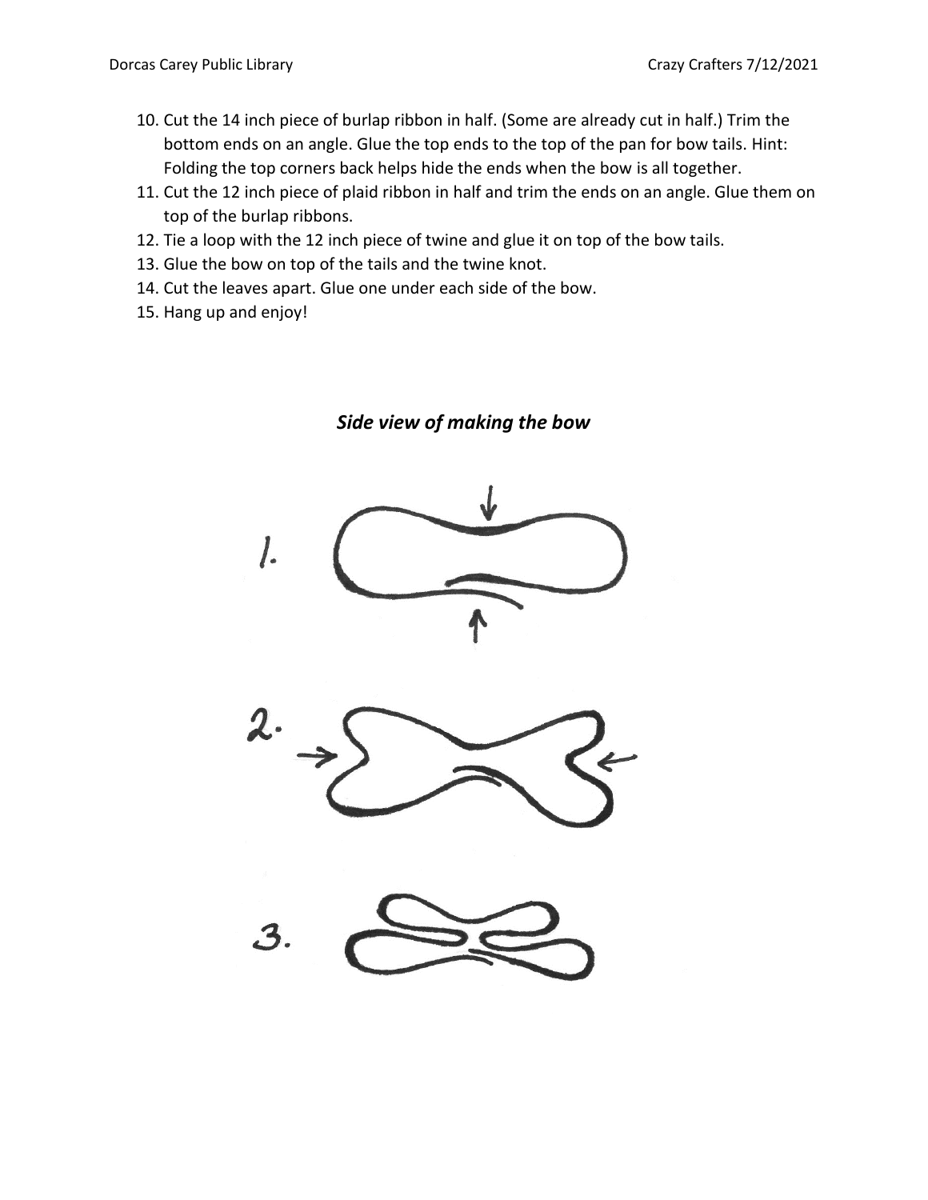10. Cut the 14 inch piece of burlap ribbon in half. (Some are already cut in half.) Trim the bottom ends on an angle. Glue the top ends to the top of the pan for bow tails. Hint: Folding the top corners back helps hide the ends when the bow is all together.
11. Cut the 12 inch piece of plaid ribbon in half and trim the ends on an angle. Glue them on top of the burlap ribbons.
12. Tie a loop with the 12 inch piece of twine and glue it on top of the bow tails.
13. Glue the bow on top of the tails and the twine knot.
14. Cut the leaves apart. Glue one under each side of the bow.
15. Hang up and enjoy!

***Side view of making the bow***

1.

2.

3.